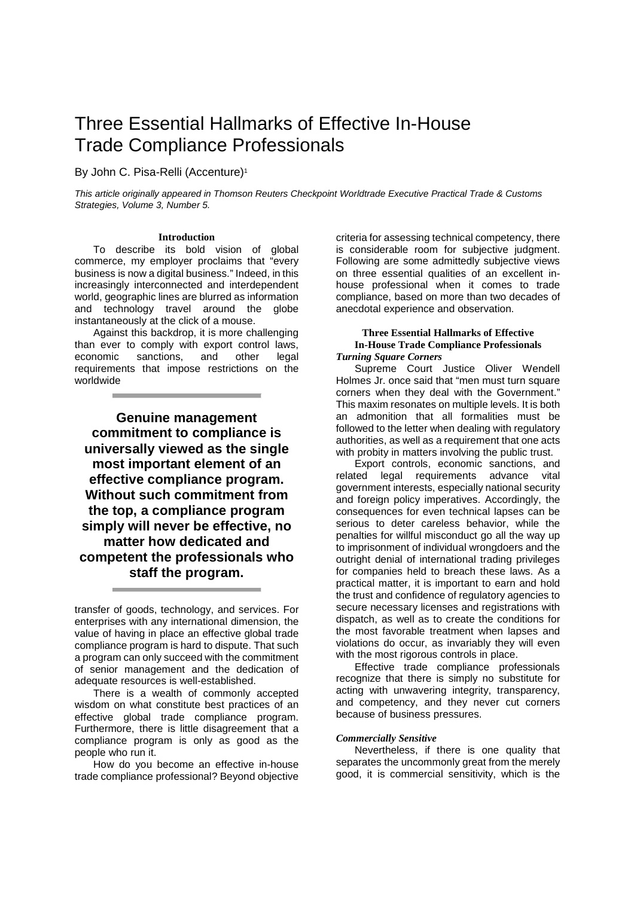# Three Essential Hallmarks of Effective In-House Trade Compliance Professionals

By John C. Pisa-Relli (Accenture)[1]

*This article originally appeared in Thomson Reuters Checkpoint Worldtrade Executive Practical Trade & Customs Strategies, Volume 3, Number 5.*

## Introduction

To describe its bold vision of global commerce, my employer proclaims that "every business is now a digital business." Indeed, in this increasingly interconnected and interdependent world, geographic lines are blurred as information and technology travel around the globe instantaneously at the click of a mouse.

Against this backdrop, it is more challenging than ever to comply with export control laws, economic sanctions, and other legal requirements that impose restrictions on the worldwide transfer of goods, technology, and services. For enterprises with any international dimension, the value of having in place an effective global trade compliance program is hard to dispute. That such a program can only succeed with the commitment of senior management and the dedication of adequate resources is well-established.

> **Genuine management commitment to compliance is universally viewed as the single most important element of an effective compliance program. Without such commitment from the top, a compliance program simply will never be effective, no matter how dedicated and competent the professionals who staff the program.**

There is a wealth of commonly accepted wisdom on what constitute best practices of an effective global trade compliance program. Furthermore, there is little disagreement that a compliance program is only as good as the people who run it.

How do you become an effective in-house trade compliance professional? Beyond objective criteria for assessing technical competency, there is considerable room for subjective judgment. Following are some admittedly subjective views on three essential qualities of an excellent in-house professional when it comes to trade compliance, based on more than two decades of anecdotal experience and observation.

## Three Essential Hallmarks of Effective In-House Trade Compliance Professionals

### *Turning Square Corners*

Supreme Court Justice Oliver Wendell Holmes Jr. once said that "men must turn square corners when they deal with the Government." This maxim resonates on multiple levels. It is both an admonition that all formalities must be followed to the letter when dealing with regulatory authorities, as well as a requirement that one acts with probity in matters involving the public trust.

Export controls, economic sanctions, and related legal requirements advance vital government interests, especially national security and foreign policy imperatives. Accordingly, the consequences for even technical lapses can be serious to deter careless behavior, while the penalties for willful misconduct go all the way up to imprisonment of individual wrongdoers and the outright denial of international trading privileges for companies held to breach these laws. As a practical matter, it is important to earn and hold the trust and confidence of regulatory agencies to secure necessary licenses and registrations with dispatch, as well as to create the conditions for the most favorable treatment when lapses and violations do occur, as invariably they will even with the most rigorous controls in place.

Effective trade compliance professionals recognize that there is simply no substitute for acting with unwavering integrity, transparency, and competency, and they never cut corners because of business pressures.

### *Commercially Sensitive*

Nevertheless, if there is one quality that separates the uncommonly great from the merely good, it is commercial sensitivity, which is the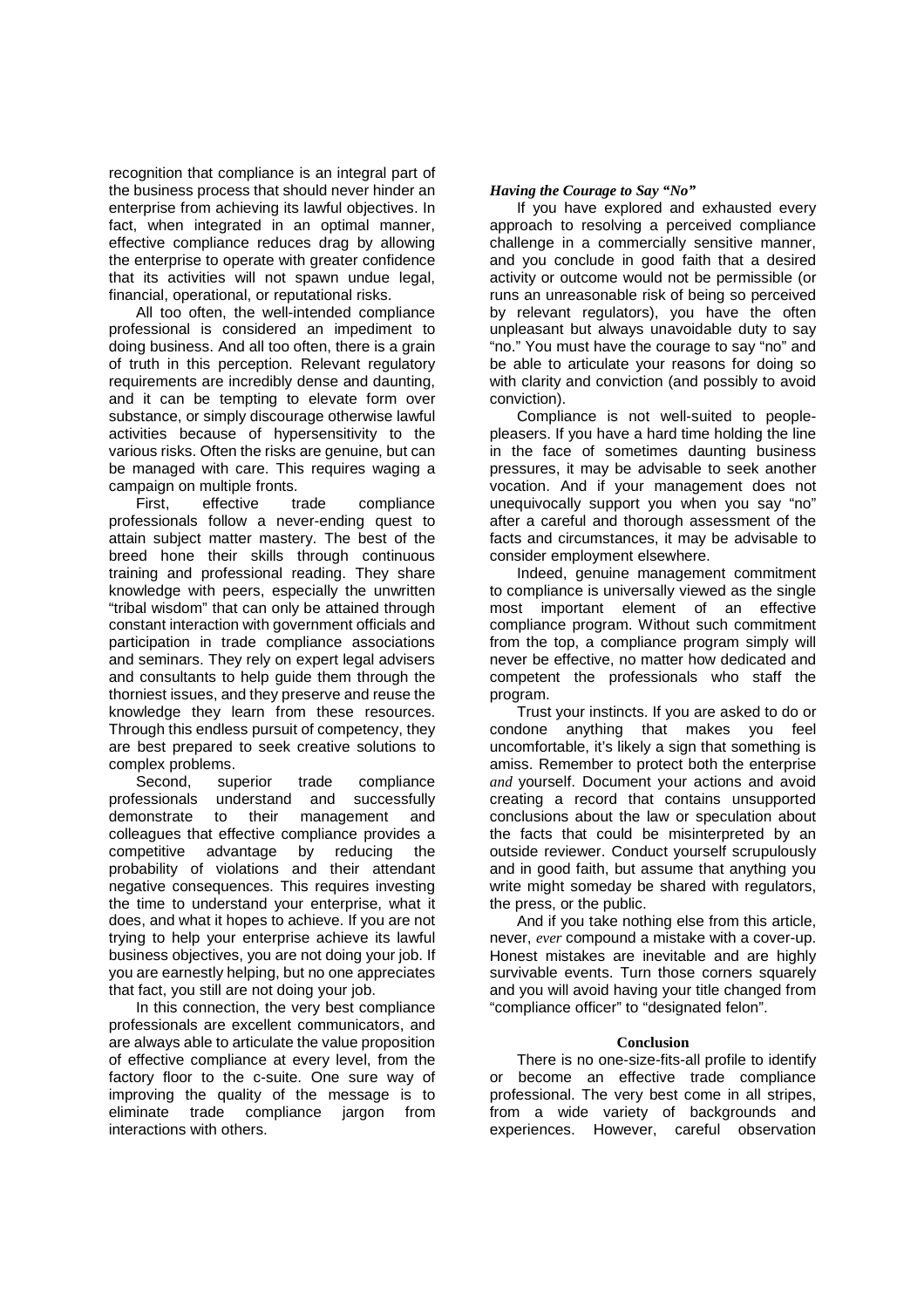recognition that compliance is an integral part of the business process that should never hinder an enterprise from achieving its lawful objectives. In fact, when integrated in an optimal manner, effective compliance reduces drag by allowing the enterprise to operate with greater confidence that its activities will not spawn undue legal, financial, operational, or reputational risks.

All too often, the well-intended compliance professional is considered an impediment to doing business. And all too often, there is a grain of truth in this perception. Relevant regulatory requirements are incredibly dense and daunting, and it can be tempting to elevate form over substance, or simply discourage otherwise lawful activities because of hypersensitivity to the various risks. Often the risks are genuine, but can be managed with care. This requires waging a campaign on multiple fronts.

First, effective trade compliance professionals follow a never-ending quest to attain subject matter mastery. The best of the breed hone their skills through continuous training and professional reading. They share knowledge with peers, especially the unwritten "tribal wisdom" that can only be attained through constant interaction with government officials and participation in trade compliance associations and seminars. They rely on expert legal advisers and consultants to help guide them through the thorniest issues, and they preserve and reuse the knowledge they learn from these resources. Through this endless pursuit of competency, they are best prepared to seek creative solutions to complex problems.

Second, superior trade compliance professionals understand and successfully demonstrate to their management and colleagues that effective compliance provides a competitive advantage by reducing the probability of violations and their attendant negative consequences. This requires investing the time to understand your enterprise, what it does, and what it hopes to achieve. If you are not trying to help your enterprise achieve its lawful business objectives, you are not doing your job. If you are earnestly helping, but no one appreciates that fact, you still are not doing your job.

In this connection, the very best compliance professionals are excellent communicators, and are always able to articulate the value proposition of effective compliance at every level, from the factory floor to the c-suite. One sure way of improving the quality of the message is to eliminate trade compliance jargon from interactions with others.

***Having the Courage to Say "No"***

If you have explored and exhausted every approach to resolving a perceived compliance challenge in a commercially sensitive manner, and you conclude in good faith that a desired activity or outcome would not be permissible (or runs an unreasonable risk of being so perceived by relevant regulators), you have the often unpleasant but always unavoidable duty to say "no." You must have the courage to say "no" and be able to articulate your reasons for doing so with clarity and conviction (and possibly to avoid conviction).

Compliance is not well-suited to people-pleasers. If you have a hard time holding the line in the face of sometimes daunting business pressures, it may be advisable to seek another vocation. And if your management does not unequivocally support you when you say "no" after a careful and thorough assessment of the facts and circumstances, it may be advisable to consider employment elsewhere.

Indeed, genuine management commitment to compliance is universally viewed as the single most important element of an effective compliance program. Without such commitment from the top, a compliance program simply will never be effective, no matter how dedicated and competent the professionals who staff the program.

Trust your instincts. If you are asked to do or condone anything that makes you feel uncomfortable, it's likely a sign that something is amiss. Remember to protect both the enterprise *and* yourself. Document your actions and avoid creating a record that contains unsupported conclusions about the law or speculation about the facts that could be misinterpreted by an outside reviewer. Conduct yourself scrupulously and in good faith, but assume that anything you write might someday be shared with regulators, the press, or the public.

And if you take nothing else from this article, never, *ever* compound a mistake with a cover-up. Honest mistakes are inevitable and are highly survivable events. Turn those corners squarely and you will avoid having your title changed from "compliance officer" to "designated felon".

**Conclusion**

There is no one-size-fits-all profile to identify or become an effective trade compliance professional. The very best come in all stripes, from a wide variety of backgrounds and experiences. However, careful observation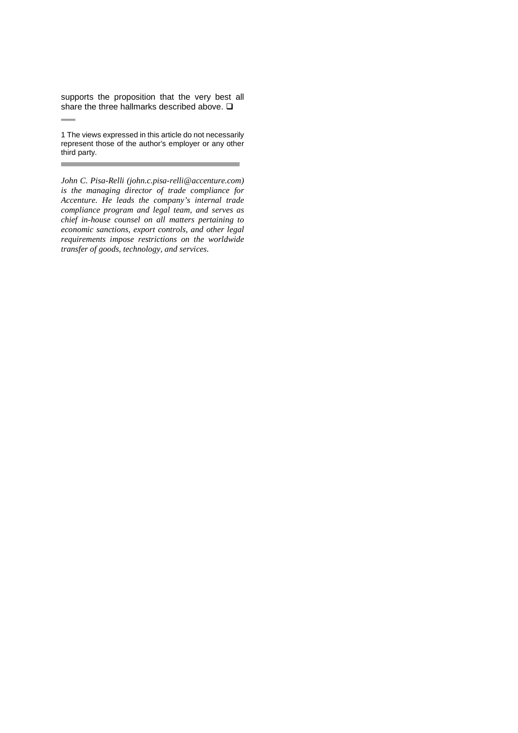supports the proposition that the very best all share the three hallmarks described above. ❑

1 The views expressed in this article do not necessarily represent those of the author's employer or any other third party.

*John C. Pisa-Relli (john.c.pisa-relli@accenture.com) is the managing director of trade compliance for Accenture. He leads the company's internal trade compliance program and legal team, and serves as chief in-house counsel on all matters pertaining to economic sanctions, export controls, and other legal requirements impose restrictions on the worldwide transfer of goods, technology, and services.*